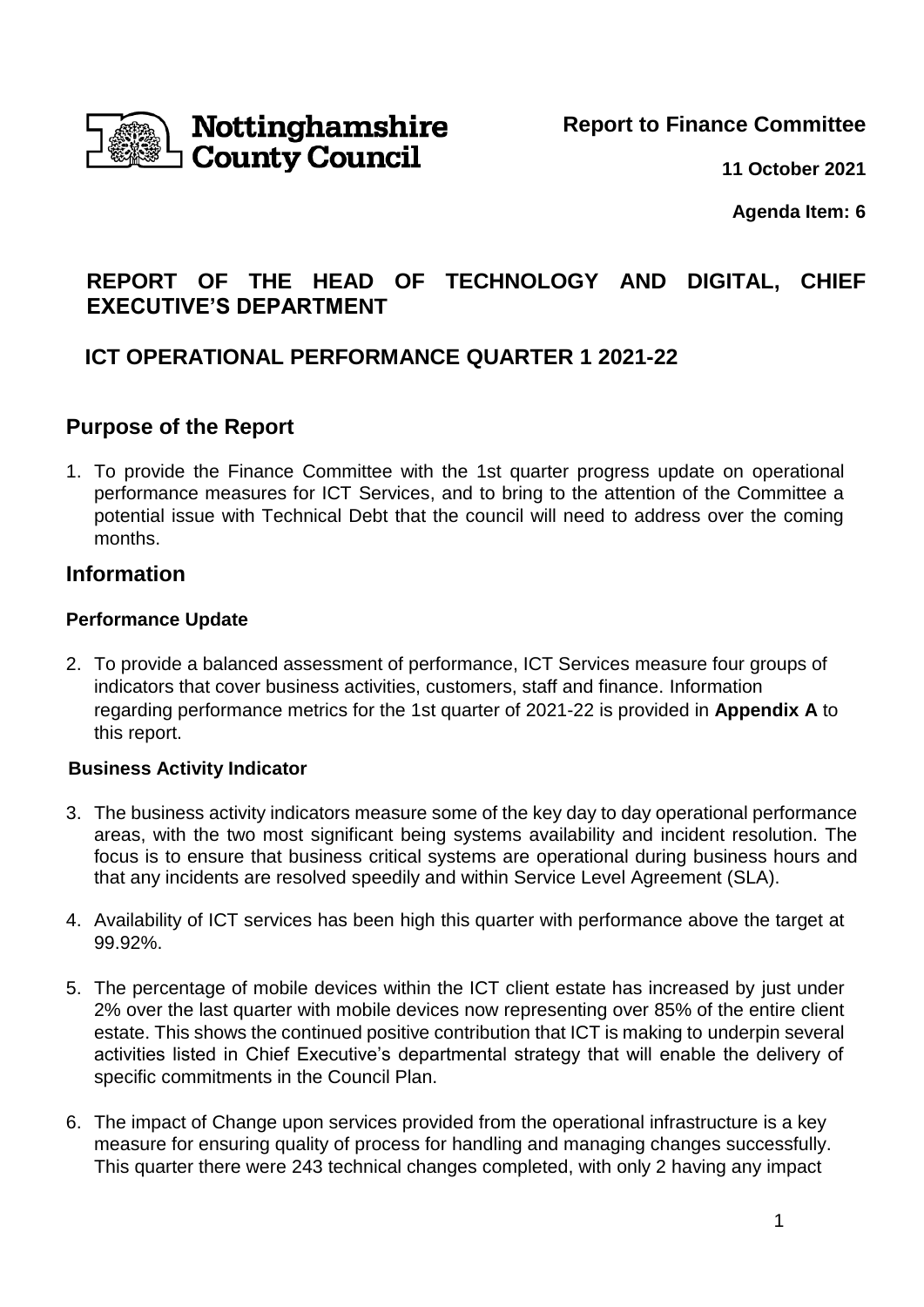Nottinghamshire County Council

**Report to Finance Committee**

**11 October 2021**

**Agenda Item: 6**

# REPORT OF THE HEAD OF TECHNOLOGY AND DIGITAL, CHIEF EXECUTIVE'S DEPARTMENT

# ICT OPERATIONAL PERFORMANCE QUARTER 1 2021-22

## Purpose of the Report

1. To provide the Finance Committee with the 1st quarter progress update on operational performance measures for ICT Services, and to bring to the attention of the Committee a potential issue with Technical Debt that the council will need to address over the coming months.

## Information

### Performance Update

2. To provide a balanced assessment of performance, ICT Services measure four groups of indicators that cover business activities, customers, staff and finance. Information regarding performance metrics for the 1st quarter of 2021-22 is provided in **Appendix A** to this report.

### Business Activity Indicator

3. The business activity indicators measure some of the key day to day operational performance areas, with the two most significant being systems availability and incident resolution. The focus is to ensure that business critical systems are operational during business hours and that any incidents are resolved speedily and within Service Level Agreement (SLA).

4. Availability of ICT services has been high this quarter with performance above the target at 99.92%.

5. The percentage of mobile devices within the ICT client estate has increased by just under 2% over the last quarter with mobile devices now representing over 85% of the entire client estate. This shows the continued positive contribution that ICT is making to underpin several activities listed in Chief Executive's departmental strategy that will enable the delivery of specific commitments in the Council Plan.

6. The impact of Change upon services provided from the operational infrastructure is a key measure for ensuring quality of process for handling and managing changes successfully. This quarter there were 243 technical changes completed, with only 2 having any impact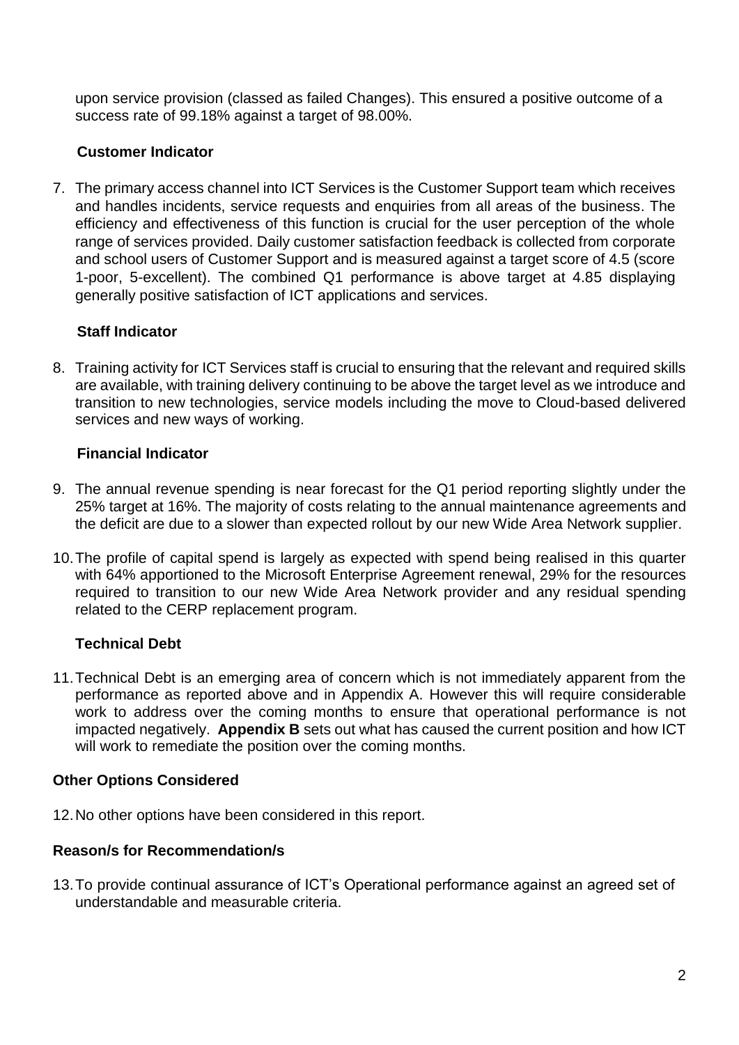upon service provision (classed as failed Changes). This ensured a positive outcome of a success rate of 99.18% against a target of 98.00%.

### Customer Indicator

7. The primary access channel into ICT Services is the Customer Support team which receives and handles incidents, service requests and enquiries from all areas of the business. The efficiency and effectiveness of this function is crucial for the user perception of the whole range of services provided. Daily customer satisfaction feedback is collected from corporate and school users of Customer Support and is measured against a target score of 4.5 (score 1-poor, 5-excellent). The combined Q1 performance is above target at 4.85 displaying generally positive satisfaction of ICT applications and services.

### Staff Indicator

8. Training activity for ICT Services staff is crucial to ensuring that the relevant and required skills are available, with training delivery continuing to be above the target level as we introduce and transition to new technologies, service models including the move to Cloud-based delivered services and new ways of working.

### Financial Indicator

9. The annual revenue spending is near forecast for the Q1 period reporting slightly under the 25% target at 16%. The majority of costs relating to the annual maintenance agreements and the deficit are due to a slower than expected rollout by our new Wide Area Network supplier.

10. The profile of capital spend is largely as expected with spend being realised in this quarter with 64% apportioned to the Microsoft Enterprise Agreement renewal, 29% for the resources required to transition to our new Wide Area Network provider and any residual spending related to the CERP replacement program.

### Technical Debt

11. Technical Debt is an emerging area of concern which is not immediately apparent from the performance as reported above and in Appendix A. However this will require considerable work to address over the coming months to ensure that operational performance is not impacted negatively. **Appendix B** sets out what has caused the current position and how ICT will work to remediate the position over the coming months.

## Other Options Considered

12. No other options have been considered in this report.

## Reason/s for Recommendation/s

13. To provide continual assurance of ICT's Operational performance against an agreed set of understandable and measurable criteria.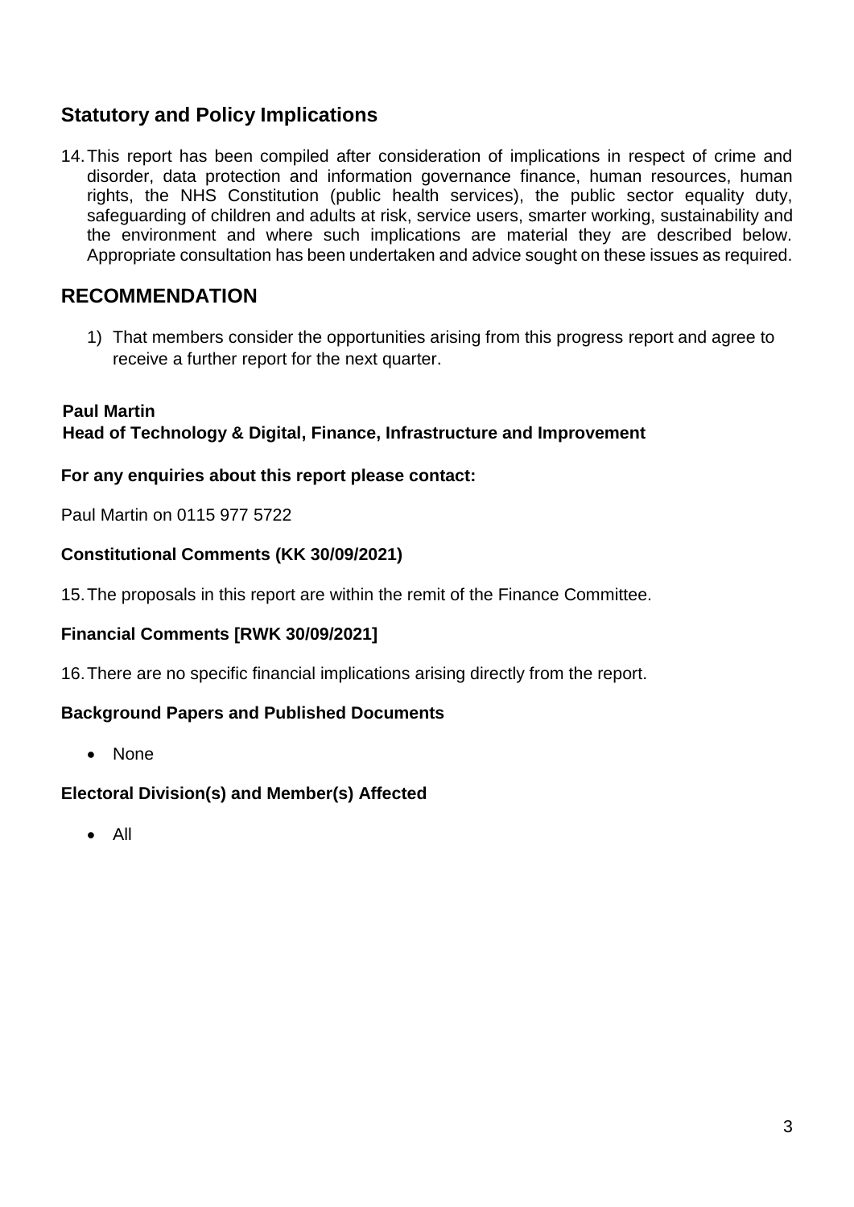## Statistical and Policy Implications

14. This report has been compiled after consideration of implications in respect of crime and disorder, data protection and information governance finance, human resources, human rights, the NHS Constitution (public health services), the public sector equality duty, safeguarding of children and adults at risk, service users, smarter working, sustainability and the environment and where such implications are material they are described below. Appropriate consultation has been undertaken and advice sought on these issues as required.

## RECOMMENDATION

1) That members consider the opportunities arising from this progress report and agree to receive a further report for the next quarter.

**Paul Martin**
**Head of Technology & Digital, Finance, Infrastructure and Improvement**

**For any enquiries about this report please contact:**

Paul Martin on 0115 977 5722

**Constitutional Comments (KK 30/09/2021)**

15. The proposals in this report are within the remit of the Finance Committee.

**Financial Comments [RWK 30/09/2021]**

16. There are no specific financial implications arising directly from the report.

**Background Papers and Published Documents**

- None

**Electoral Division(s) and Member(s) Affected**

- All